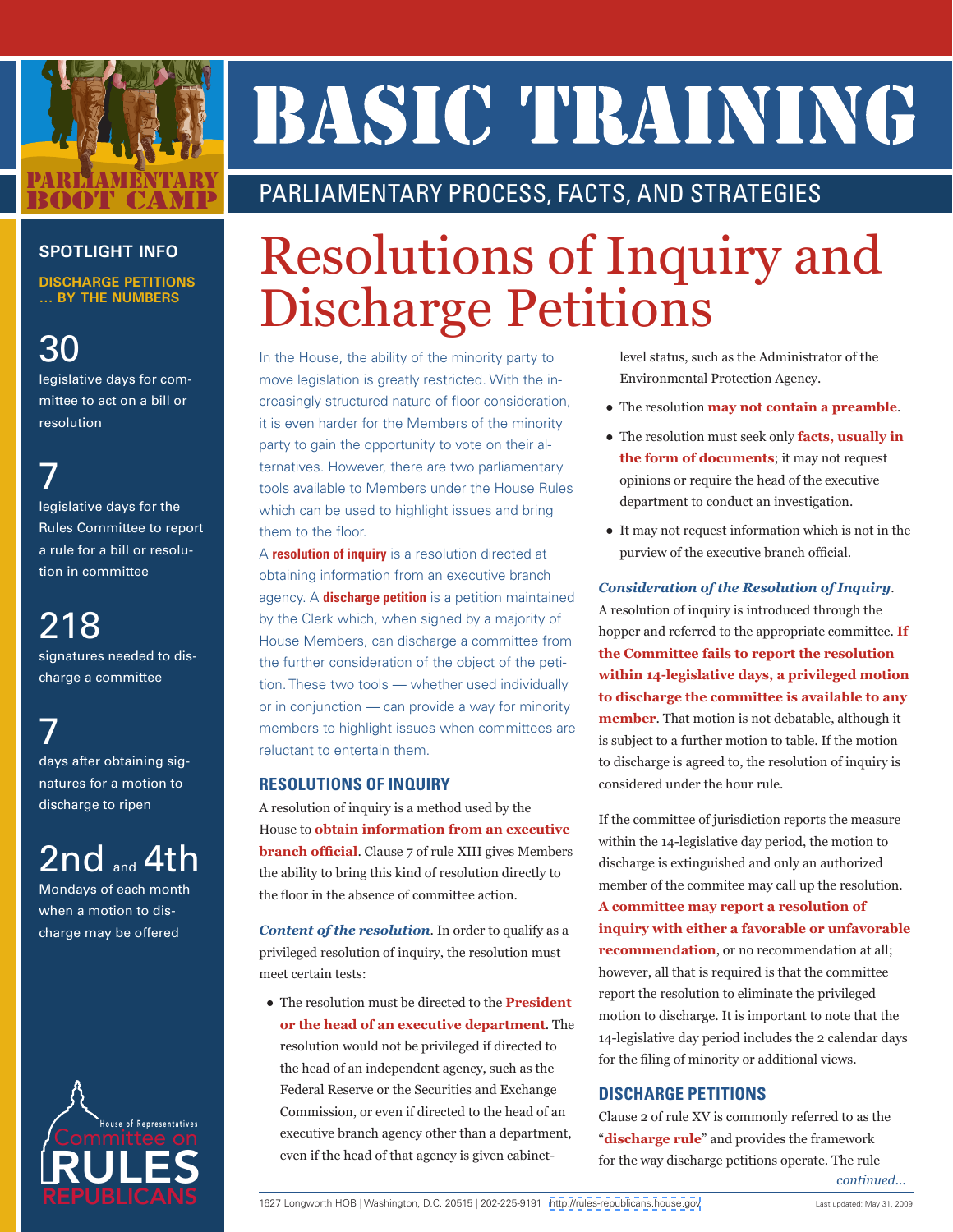# BASIC TRAINING

## PARLIAMENTARY PROCESS, FACTS, AND STRATEGIES

# Resolutions of Inquiry and Discharge Petitions

In the House, the ability of the minority party to move legislation is greatly restricted. With the increasingly structured nature of floor consideration, it is even harder for the Members of the minority party to gain the opportunity to vote on their alternatives. However, there are two parliamentary tools available to Members under the House Rules which can be used to highlight issues and bring them to the floor.

A **resolution of inquiry** is a resolution directed at obtaining information from an executive branch agency. A **discharge petition** is a petition maintained by the Clerk which, when signed by a majority of House Members, can discharge a committee from the further consideration of the object of the petition. These two tools — whether used individually or in conjunction — can provide a way for minority members to highlight issues when committees are reluctant to entertain them.

## RESOLUTIONS OF INQUIRY

A resolution of inquiry is a method used by the House to **obtain information from an executive branch official**. Clause 7 of rule XIII gives Members the ability to bring this kind of resolution directly to the floor in the absence of committee action.

***Content of the resolution***. In order to qualify as a privileged resolution of inquiry, the resolution must meet certain tests:

- The resolution must be directed to the **President or the head of an executive department**. The resolution would not be privileged if directed to the head of an independent agency, such as the Federal Reserve or the Securities and Exchange Commission, or even if directed to the head of an executive branch agency other than a department, even if the head of that agency is given cabinet-level status, such as the Administrator of the Environmental Protection Agency.
- The resolution **may not contain a preamble**.
- The resolution must seek only **facts, usually in the form of documents**; it may not request opinions or require the head of the executive department to conduct an investigation.
- It may not request information which is not in the purview of the executive branch official.

***Consideration of the Resolution of Inquiry***. A resolution of inquiry is introduced through the hopper and referred to the appropriate committee. **If the Committee fails to report the resolution within 14-legislative days, a privileged motion to discharge the committee is available to any member**. That motion is not debatable, although it is subject to a further motion to table. If the motion to discharge is agreed to, the resolution of inquiry is considered under the hour rule.

If the committee of jurisdiction reports the measure within the 14-legislative day period, the motion to discharge is extinguished and only an authorized member of the commitee may call up the resolution. **A committee may report a resolution of inquiry with either a favorable or unfavorable recommendation**, or no recommendation at all; however, all that is required is that the committee report the resolution to eliminate the privileged motion to discharge. It is important to note that the 14-legislative day period includes the 2 calendar days for the filing of minority or additional views.

## DISCHARGE PETITIONS

Clause 2 of rule XV is commonly referred to as the "**discharge rule**" and provides the framework for the way discharge petitions operate. The rule

*continued...*

---

**SPOTLIGHT INFO**

**DISCHARGE PETITIONS … BY THE NUMBERS**

**30**
legislative days for committee to act on a bill or resolution

**7**
legislative days for the Rules Committee to report a rule for a bill or resolution in committee

**218**
signatures needed to discharge a committee

**7**
days after obtaining signatures for a motion to discharge to ripen

**2nd and 4th**
Mondays of each month when a motion to discharge may be offered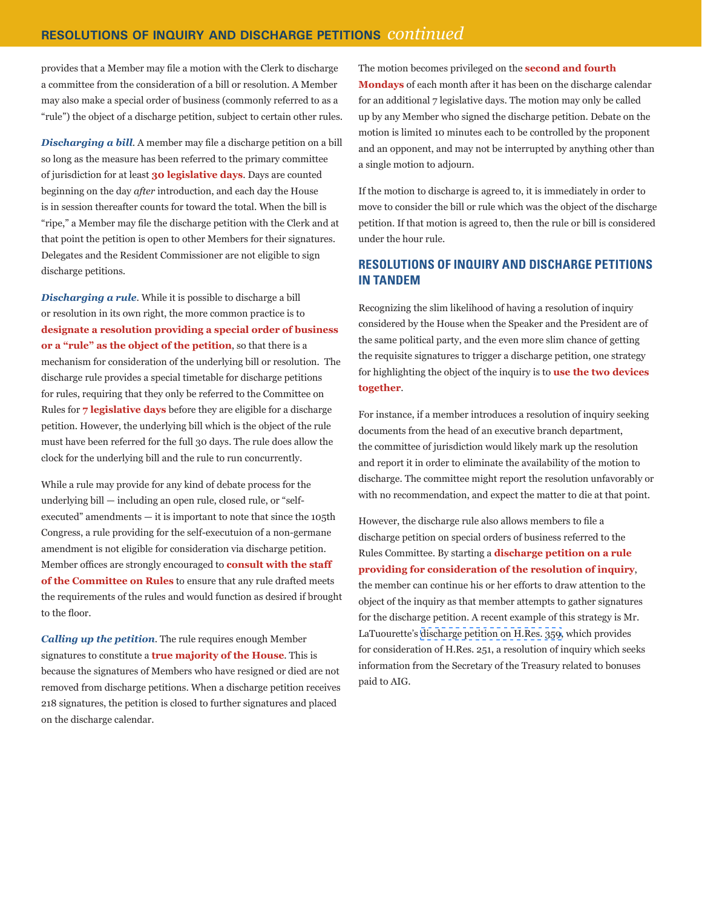provides that a Member may file a motion with the Clerk to discharge a committee from the consideration of a bill or resolution. A Member may also make a special order of business (commonly referred to as a "rule") the object of a discharge petition, subject to certain other rules.

***Discharging a bill***. A member may file a discharge petition on a bill so long as the measure has been referred to the primary committee of jurisdiction for at least **30 legislative days**. Days are counted beginning on the day *after* introduction, and each day the House is in session thereafter counts for toward the total. When the bill is "ripe," a Member may file the discharge petition with the Clerk and at that point the petition is open to other Members for their signatures. Delegates and the Resident Commissioner are not eligible to sign discharge petitions.

***Discharging a rule***. While it is possible to discharge a bill or resolution in its own right, the more common practice is to **designate a resolution providing a special order of business or a "rule" as the object of the petition**, so that there is a mechanism for consideration of the underlying bill or resolution. The discharge rule provides a special timetable for discharge petitions for rules, requiring that they only be referred to the Committee on Rules for **7 legislative days** before they are eligible for a discharge petition. However, the underlying bill which is the object of the rule must have been referred for the full 30 days. The rule does allow the clock for the underlying bill and the rule to run concurrently.

While a rule may provide for any kind of debate process for the underlying bill — including an open rule, closed rule, or "self-executed" amendments — it is important to note that since the 105th Congress, a rule providing for the self-executuion of a non-germane amendment is not eligible for consideration via discharge petition. Member offices are strongly encouraged to **consult with the staff of the Committee on Rules** to ensure that any rule drafted meets the requirements of the rules and would function as desired if brought to the floor.

***Calling up the petition***. The rule requires enough Member signatures to constitute a **true majority of the House**. This is because the signatures of Members who have resigned or died are not removed from discharge petitions. When a discharge petition receives 218 signatures, the petition is closed to further signatures and placed on the discharge calendar.

The motion becomes privileged on the **second and fourth Mondays** of each month after it has been on the discharge calendar for an additional 7 legislative days. The motion may only be called up by any Member who signed the discharge petition. Debate on the motion is limited 10 minutes each to be controlled by the proponent and an opponent, and may not be interrupted by anything other than a single motion to adjourn.

If the motion to discharge is agreed to, it is immediately in order to move to consider the bill or rule which was the object of the discharge petition. If that motion is agreed to, then the rule or bill is considered under the hour rule.

## RESOLUTIONS OF INQUIRY AND DISCHARGE PETITIONS IN TANDEM

Recognizing the slim likelihood of having a resolution of inquiry considered by the House when the Speaker and the President are of the same political party, and the even more slim chance of getting the requisite signatures to trigger a discharge petition, one strategy for highlighting the object of the inquiry is to **use the two devices together**.

For instance, if a member introduces a resolution of inquiry seeking documents from the head of an executive branch department, the committee of jurisdiction would likely mark up the resolution and report it in order to eliminate the availability of the motion to discharge. The committee might report the resolution unfavorably or with no recommendation, and expect the matter to die at that point.

However, the discharge rule also allows members to file a discharge petition on special orders of business referred to the Rules Committee. By starting a **discharge petition on a rule providing for consideration of the resolution of inquiry**, the member can continue his or her efforts to draw attention to the object of the inquiry as that member attempts to gather signatures for the discharge petition. A recent example of this strategy is Mr. LaTuourette's discharge petition on H.Res. 359, which provides for consideration of H.Res. 251, a resolution of inquiry which seeks information from the Secretary of the Treasury related to bonuses paid to AIG.